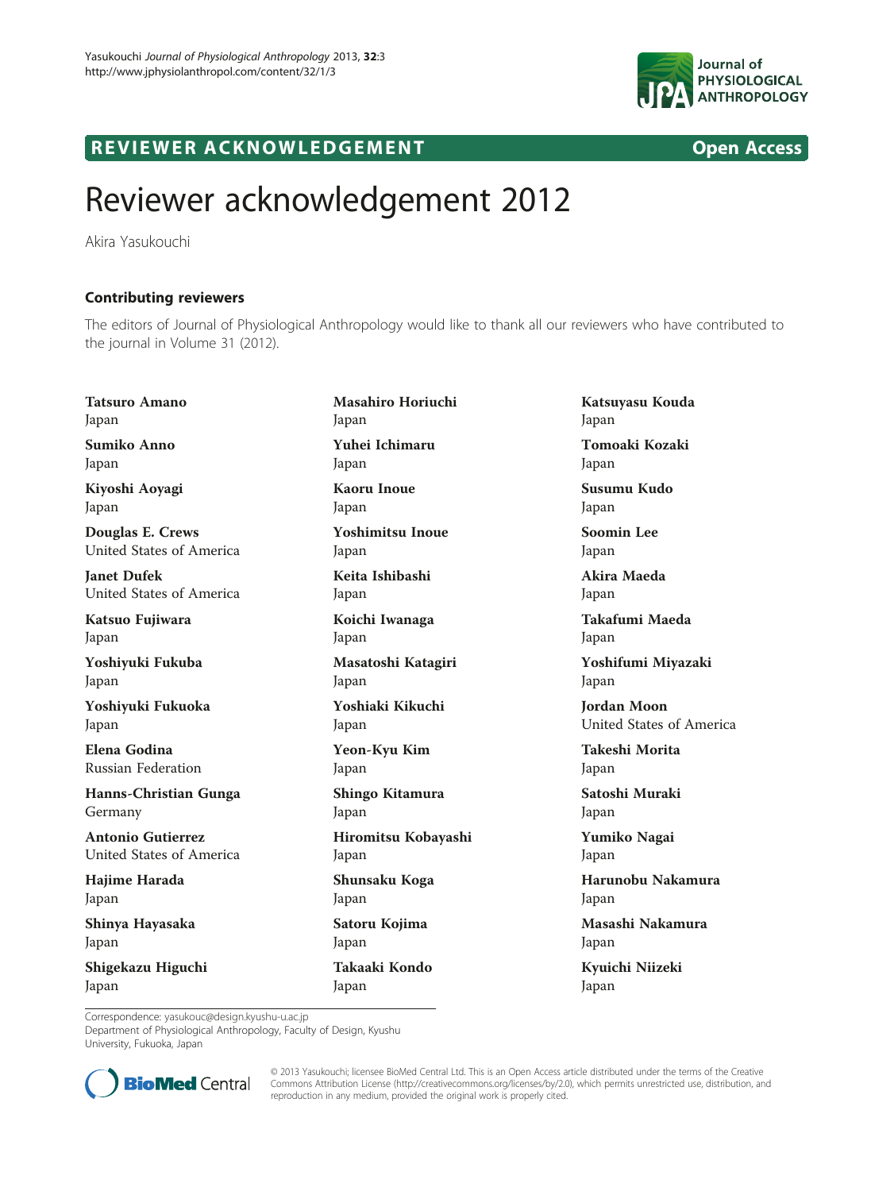# Reviewer acknowledgement 2012

Akira Yasukouchi

## Contributing reviewers

The editors of Journal of Physiological Anthropology would like to thank all our reviewers who have contributed to the journal in Volume 31 (2012).

**Tatsuro Amano**
Japan

**Sumiko Anno**
Japan

**Kiyoshi Aoyagi**
Japan

**Douglas E. Crews**
United States of America

**Janet Dufek**
United States of America

**Katsuo Fujiwara**
Japan

**Yoshiyuki Fukuba**
Japan

**Yoshiyuki Fukuoka**
Japan

**Elena Godina**
Russian Federation

**Hanns-Christian Gunga**
Germany

**Antonio Gutierrez**
United States of America

**Hajime Harada**
Japan

**Shinya Hayasaka**
Japan

**Shigekazu Higuchi**
Japan

**Masahiro Horiuchi**
Japan

**Yuhei Ichimaru**
Japan

**Kaoru Inoue**
Japan

**Yoshimitsu Inoue**
Japan

**Keita Ishibashi**
Japan

**Koichi Iwanaga**
Japan

**Masatoshi Katagiri**
Japan

**Yoshiaki Kikuchi**
Japan

**Yeon-Kyu Kim**
Japan

**Shingo Kitamura**
Japan

**Hiromitsu Kobayashi**
Japan

**Shunsaku Koga**
Japan

**Satoru Kojima**
Japan

**Takaaki Kondo**
Japan

**Katsuyasu Kouda**
Japan

**Tomoaki Kozaki**
Japan

**Susumu Kudo**
Japan

**Soomin Lee**
Japan

**Akira Maeda**
Japan

**Takafumi Maeda**
Japan

**Yoshifumi Miyazaki**
Japan

**Jordan Moon**
United States of America

**Takeshi Morita**
Japan

**Satoshi Muraki**
Japan

**Yumiko Nagai**
Japan

**Harunobu Nakamura**
Japan

**Masashi Nakamura**
Japan

**Kyuichi Niizeki**
Japan

Correspondence: yasukouc@design.kyushu-u.ac.jp
Department of Physiological Anthropology, Faculty of Design, Kyushu University, Fukuoka, Japan

© 2013 Yasukouchi; licensee BioMed Central Ltd. This is an Open Access article distributed under the terms of the Creative Commons Attribution License (http://creativecommons.org/licenses/by/2.0), which permits unrestricted use, distribution, and reproduction in any medium, provided the original work is properly cited.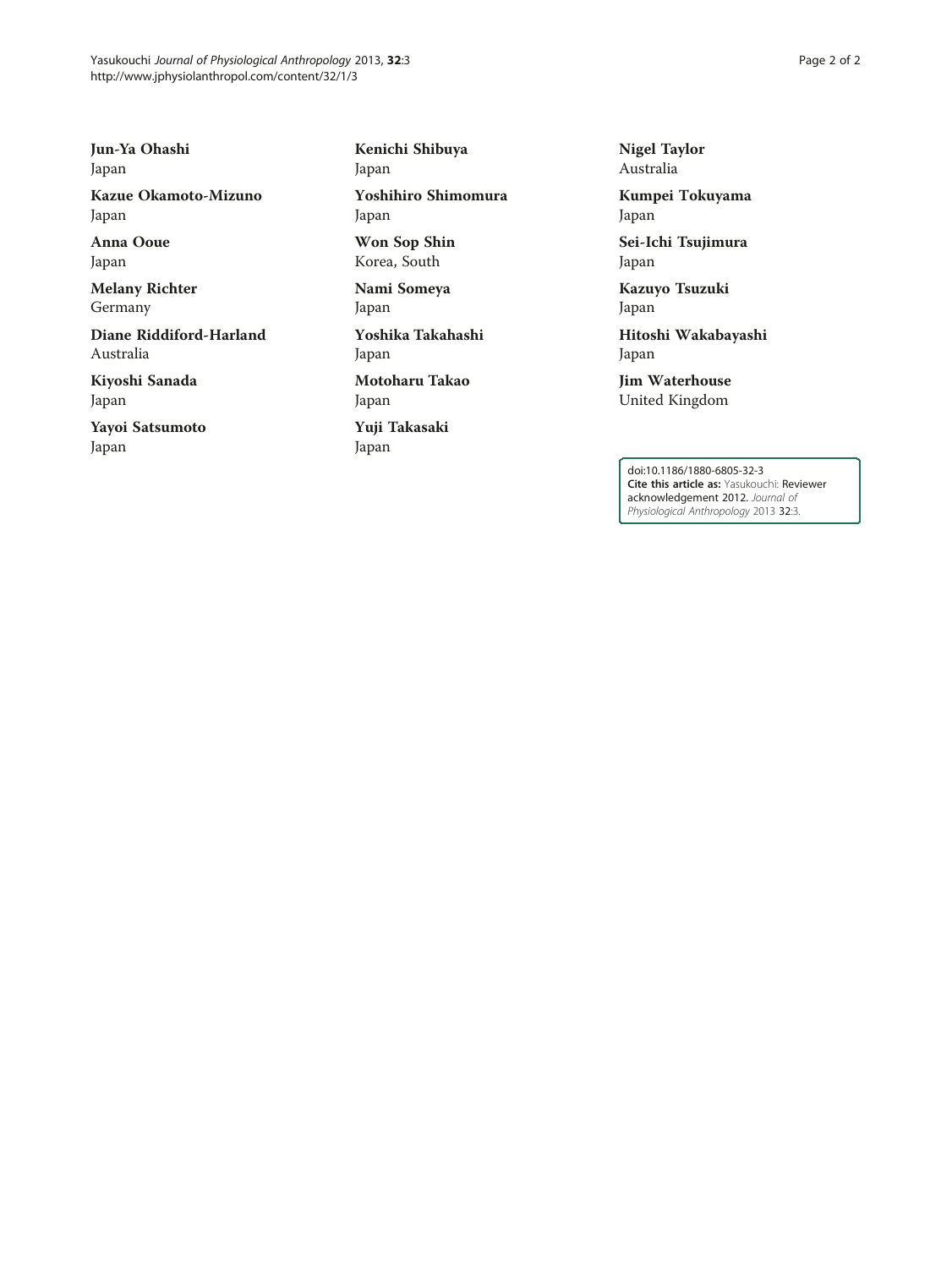**Jun-Ya Ohashi**
Japan

**Kazue Okamoto-Mizuno**
Japan

**Anna Ooue**
Japan

**Melany Richter**
Germany

**Diane Riddiford-Harland**
Australia

**Kiyoshi Sanada**
Japan

**Yayoi Satsumoto**
Japan

**Kenichi Shibuya**
Japan

**Yoshihiro Shimomura**
Japan

**Won Sop Shin**
Korea, South

**Nami Someya**
Japan

**Yoshika Takahashi**
Japan

**Motoharu Takao**
Japan

**Yuji Takasaki**
Japan

**Nigel Taylor**
Australia

**Kumpei Tokuyama**
Japan

**Sei-Ichi Tsujimura**
Japan

**Kazuyo Tsuzuki**
Japan

**Hitoshi Wakabayashi**
Japan

**Jim Waterhouse**
United Kingdom

doi:10.1186/1880-6805-32-3
**Cite this article as:** Yasukouchi: Reviewer acknowledgement 2012. *Journal of Physiological Anthropology* 2013 **32**:3.